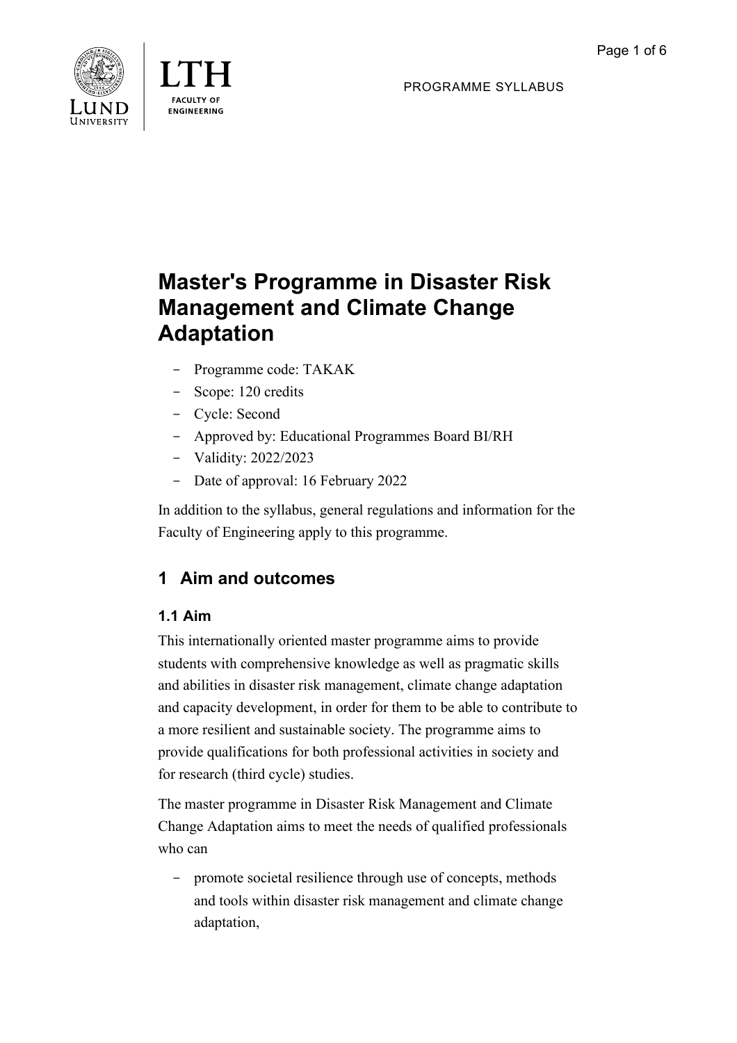PROGRAMME SYLLABUS

# Master's Programme in Disaster Risk Management and Climate Change Adaptation

- Programme code: TAKAK
- Scope: 120 credits
- Cycle: Second
- Approved by: Educational Programmes Board BI/RH
- Validity: 2022/2023
- Date of approval: 16 February 2022

In addition to the syllabus, general regulations and information for the Faculty of Engineering apply to this programme.

## 1 Aim and outcomes

### 1.1 Aim

This internationally oriented master programme aims to provide students with comprehensive knowledge as well as pragmatic skills and abilities in disaster risk management, climate change adaptation and capacity development, in order for them to be able to contribute to a more resilient and sustainable society. The programme aims to provide qualifications for both professional activities in society and for research (third cycle) studies.

The master programme in Disaster Risk Management and Climate Change Adaptation aims to meet the needs of qualified professionals who can

- promote societal resilience through use of concepts, methods and tools within disaster risk management and climate change adaptation,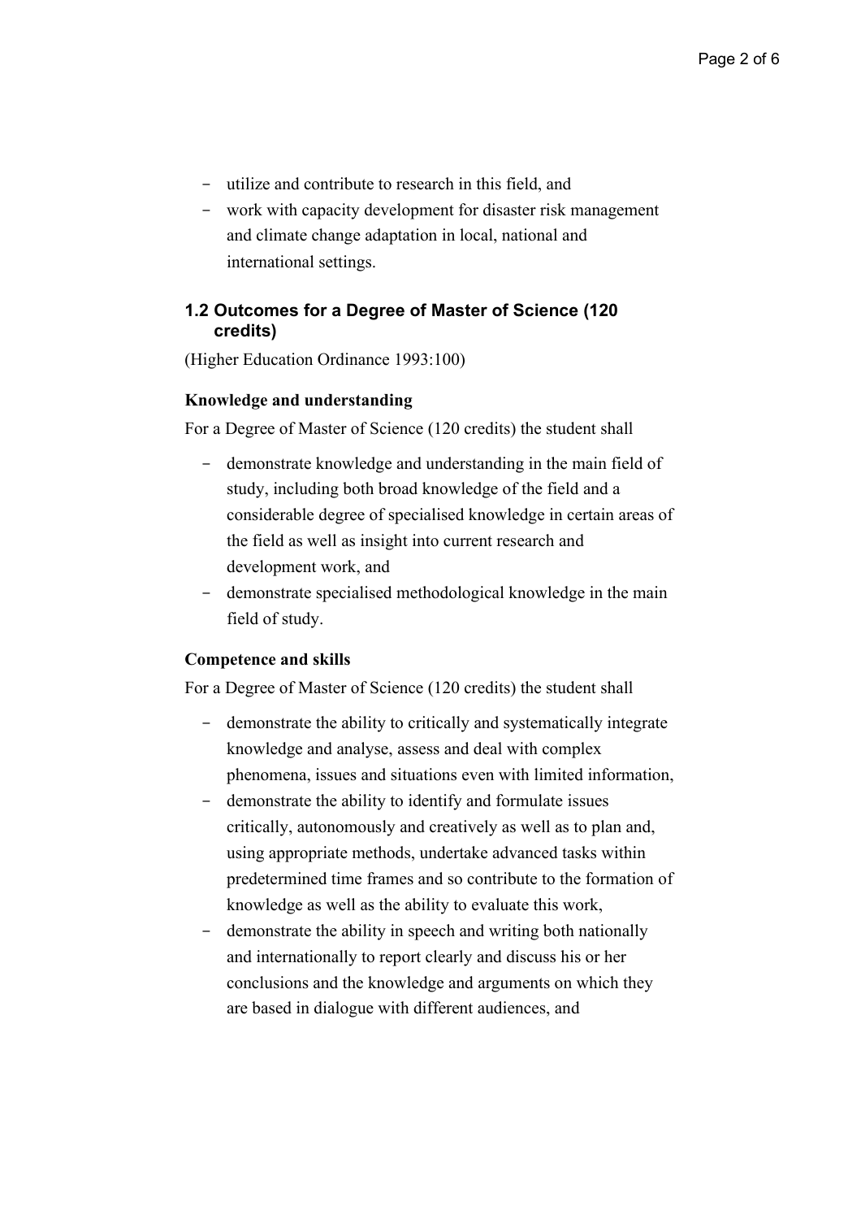- utilize and contribute to research in this field, and
- work with capacity development for disaster risk management and climate change adaptation in local, national and international settings.

### 1.2 Outcomes for a Degree of Master of Science (120 credits)

(Higher Education Ordinance 1993:100)

**Knowledge and understanding**

For a Degree of Master of Science (120 credits) the student shall

- demonstrate knowledge and understanding in the main field of study, including both broad knowledge of the field and a considerable degree of specialised knowledge in certain areas of the field as well as insight into current research and development work, and
- demonstrate specialised methodological knowledge in the main field of study.

**Competence and skills**

For a Degree of Master of Science (120 credits) the student shall

- demonstrate the ability to critically and systematically integrate knowledge and analyse, assess and deal with complex phenomena, issues and situations even with limited information,
- demonstrate the ability to identify and formulate issues critically, autonomously and creatively as well as to plan and, using appropriate methods, undertake advanced tasks within predetermined time frames and so contribute to the formation of knowledge as well as the ability to evaluate this work,
- demonstrate the ability in speech and writing both nationally and internationally to report clearly and discuss his or her conclusions and the knowledge and arguments on which they are based in dialogue with different audiences, and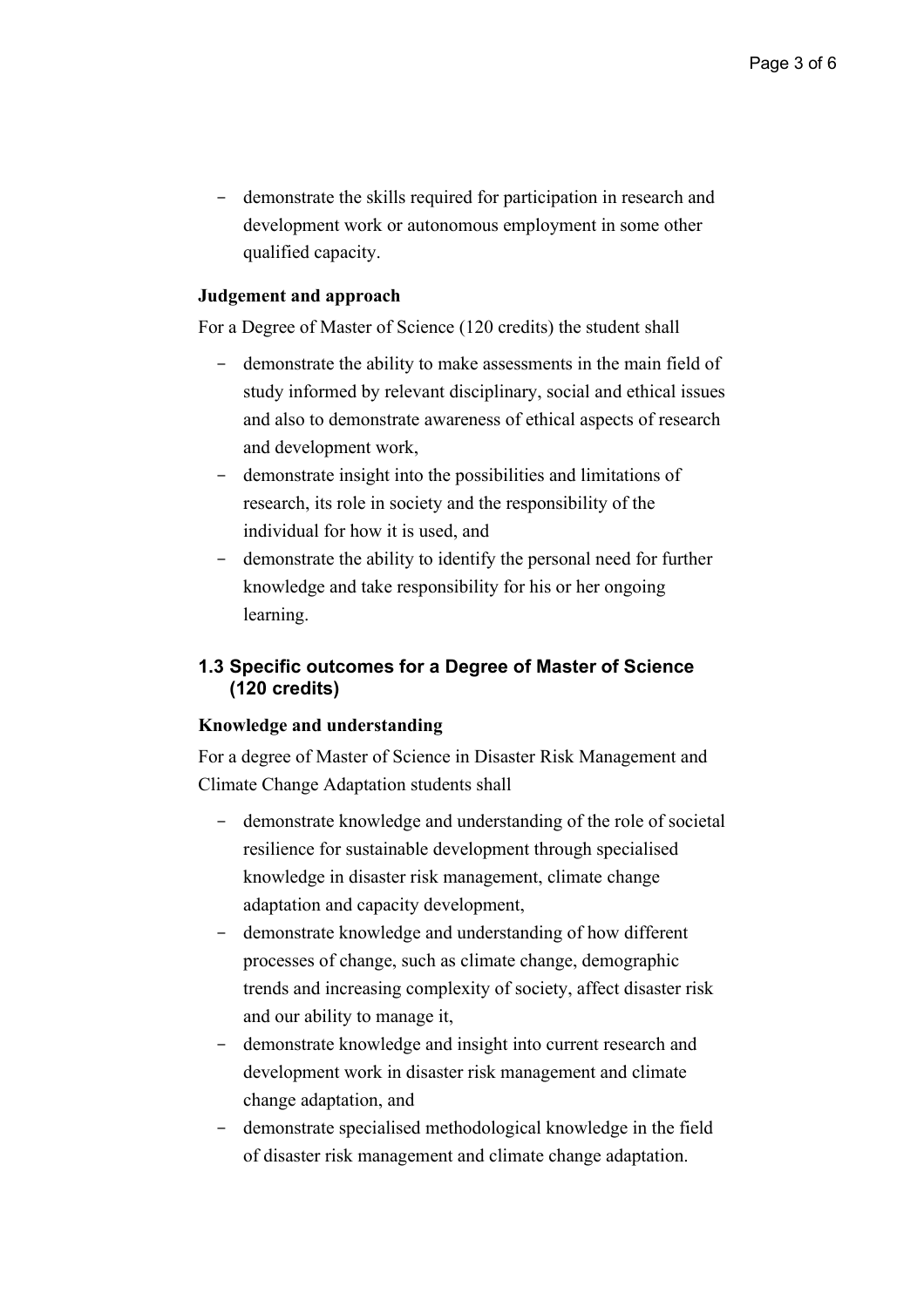- demonstrate the skills required for participation in research and development work or autonomous employment in some other qualified capacity.

**Judgement and approach**

For a Degree of Master of Science (120 credits) the student shall

- demonstrate the ability to make assessments in the main field of study informed by relevant disciplinary, social and ethical issues and also to demonstrate awareness of ethical aspects of research and development work,
- demonstrate insight into the possibilities and limitations of research, its role in society and the responsibility of the individual for how it is used, and
- demonstrate the ability to identify the personal need for further knowledge and take responsibility for his or her ongoing learning.

### 1.3 Specific outcomes for a Degree of Master of Science (120 credits)

**Knowledge and understanding**

For a degree of Master of Science in Disaster Risk Management and Climate Change Adaptation students shall

- demonstrate knowledge and understanding of the role of societal resilience for sustainable development through specialised knowledge in disaster risk management, climate change adaptation and capacity development,
- demonstrate knowledge and understanding of how different processes of change, such as climate change, demographic trends and increasing complexity of society, affect disaster risk and our ability to manage it,
- demonstrate knowledge and insight into current research and development work in disaster risk management and climate change adaptation, and
- demonstrate specialised methodological knowledge in the field of disaster risk management and climate change adaptation.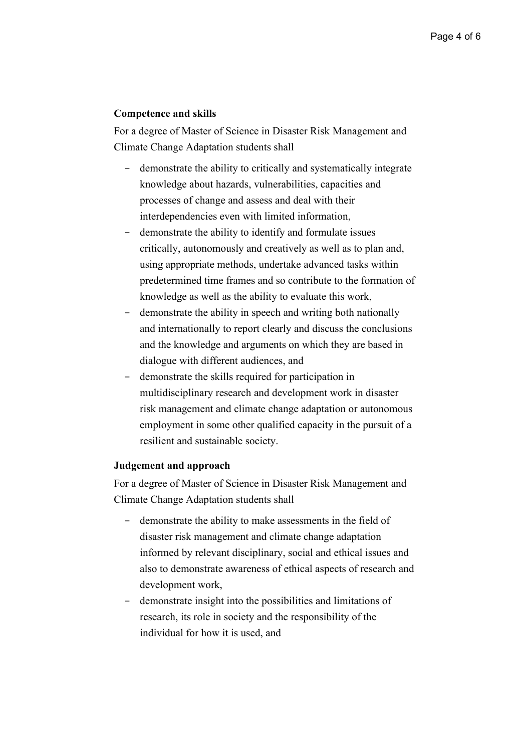**Competence and skills**

For a degree of Master of Science in Disaster Risk Management and Climate Change Adaptation students shall

- demonstrate the ability to critically and systematically integrate knowledge about hazards, vulnerabilities, capacities and processes of change and assess and deal with their interdependencies even with limited information,
- demonstrate the ability to identify and formulate issues critically, autonomously and creatively as well as to plan and, using appropriate methods, undertake advanced tasks within predetermined time frames and so contribute to the formation of knowledge as well as the ability to evaluate this work,
- demonstrate the ability in speech and writing both nationally and internationally to report clearly and discuss the conclusions and the knowledge and arguments on which they are based in dialogue with different audiences, and
- demonstrate the skills required for participation in multidisciplinary research and development work in disaster risk management and climate change adaptation or autonomous employment in some other qualified capacity in the pursuit of a resilient and sustainable society.

**Judgement and approach**

For a degree of Master of Science in Disaster Risk Management and Climate Change Adaptation students shall

- demonstrate the ability to make assessments in the field of disaster risk management and climate change adaptation informed by relevant disciplinary, social and ethical issues and also to demonstrate awareness of ethical aspects of research and development work,
- demonstrate insight into the possibilities and limitations of research, its role in society and the responsibility of the individual for how it is used, and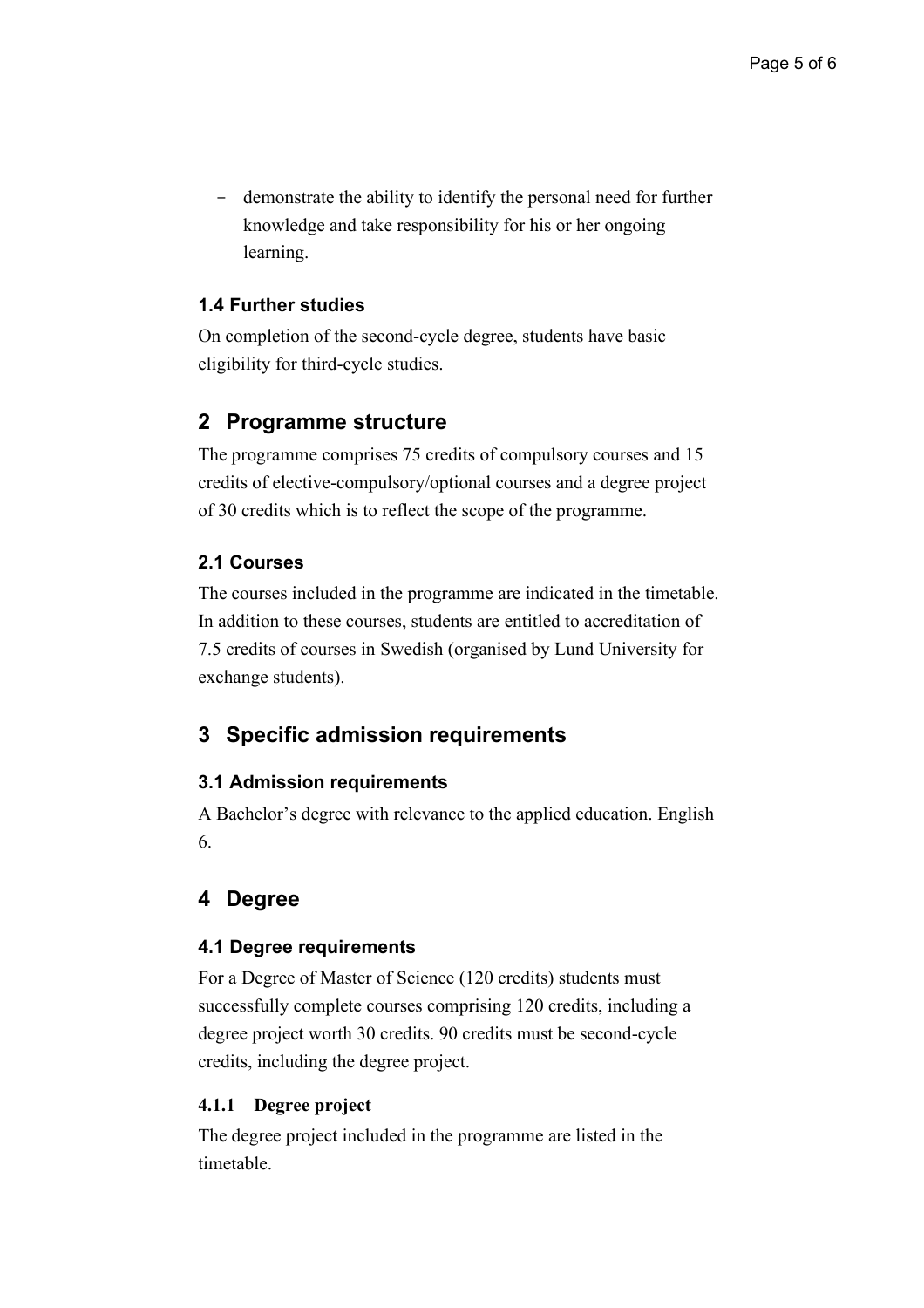- demonstrate the ability to identify the personal need for further knowledge and take responsibility for his or her ongoing learning.

### 1.4 Further studies

On completion of the second-cycle degree, students have basic eligibility for third-cycle studies.

## 2 Programme structure

The programme comprises 75 credits of compulsory courses and 15 credits of elective-compulsory/optional courses and a degree project of 30 credits which is to reflect the scope of the programme.

### 2.1 Courses

The courses included in the programme are indicated in the timetable. In addition to these courses, students are entitled to accreditation of 7.5 credits of courses in Swedish (organised by Lund University for exchange students).

## 3 Specific admission requirements

### 3.1 Admission requirements

A Bachelor's degree with relevance to the applied education. English 6.

## 4 Degree

### 4.1 Degree requirements

For a Degree of Master of Science (120 credits) students must successfully complete courses comprising 120 credits, including a degree project worth 30 credits. 90 credits must be second-cycle credits, including the degree project.

#### 4.1.1 Degree project

The degree project included in the programme are listed in the timetable.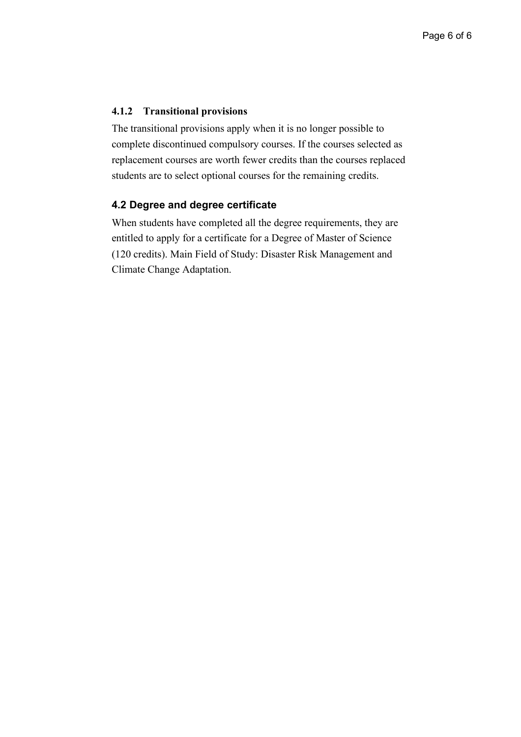#### 4.1.2 Transitional provisions

The transitional provisions apply when it is no longer possible to complete discontinued compulsory courses. If the courses selected as replacement courses are worth fewer credits than the courses replaced students are to select optional courses for the remaining credits.

### 4.2 Degree and degree certificate

When students have completed all the degree requirements, they are entitled to apply for a certificate for a Degree of Master of Science (120 credits). Main Field of Study: Disaster Risk Management and Climate Change Adaptation.